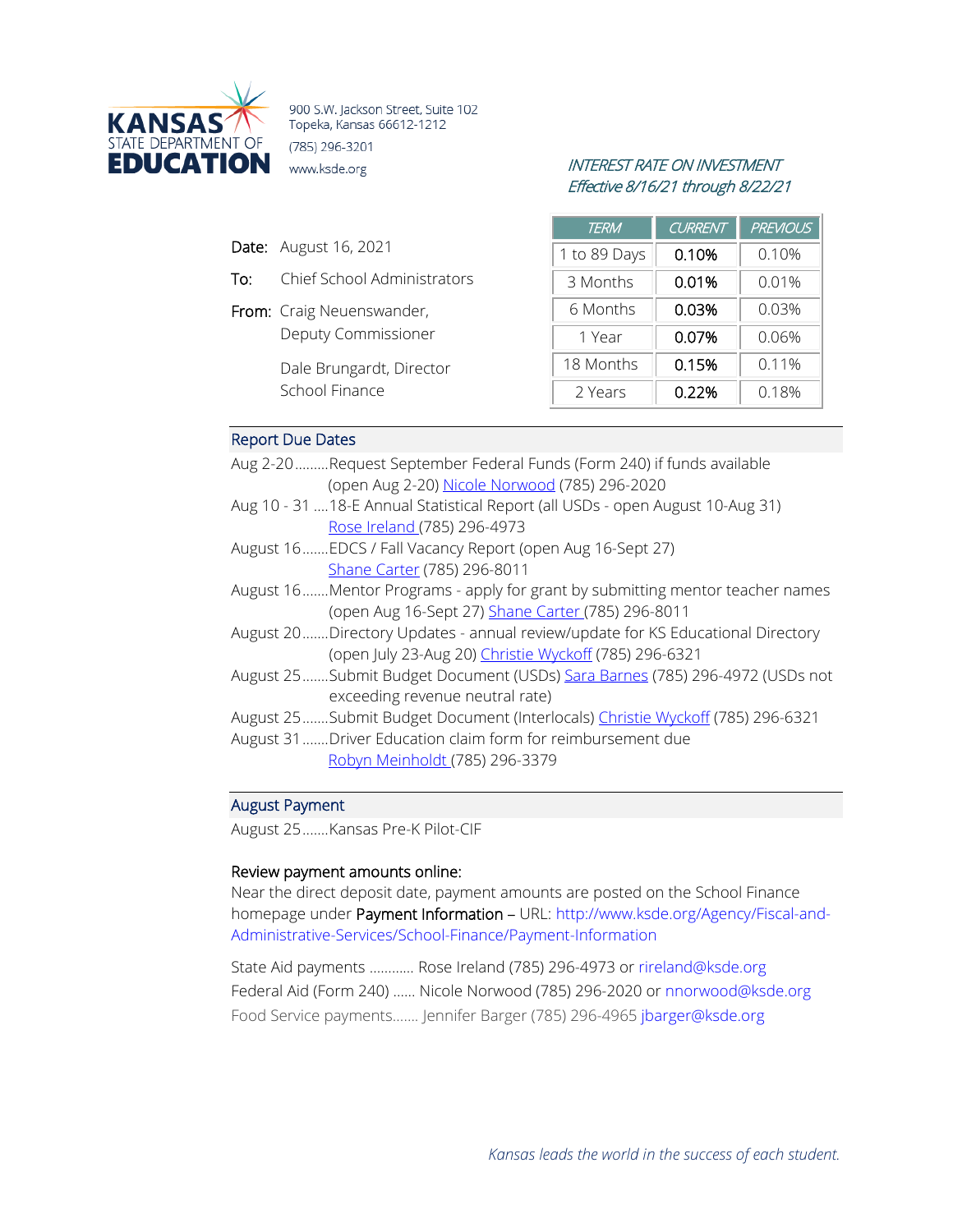KANSAS STATE DEPARTMENT OF EDUCATION

900 S.W. Jackson Street, Suite 102
Topeka, Kansas 66612-1212
(785) 296-3201
www.ksde.org

*INTEREST RATE ON INVESTMENT*
*Effective 8/16/21 through 8/22/21*

| TERM | CURRENT | PREVIOUS |
|---|---|---|
| 1 to 89 Days | 0.10% | 0.10% |
| 3 Months | 0.01% | 0.01% |
| 6 Months | 0.03% | 0.03% |
| 1 Year | 0.07% | 0.06% |
| 18 Months | 0.15% | 0.11% |
| 2 Years | 0.22% | 0.18% |

**Date:** August 16, 2021

**To:** Chief School Administrators

**From:** Craig Neuenswander, Deputy Commissioner

Dale Brungardt, Director School Finance

## Report Due Dates

Aug 2-20.........Request September Federal Funds (Form 240) if funds available (open Aug 2-20) Nicole Norwood (785) 296-2020

Aug 10 - 31 ....18-E Annual Statistical Report (all USDs - open August 10-Aug 31) Rose Ireland (785) 296-4973

August 16.......EDCS / Fall Vacancy Report (open Aug 16-Sept 27) Shane Carter (785) 296-8011

August 16.......Mentor Programs - apply for grant by submitting mentor teacher names (open Aug 16-Sept 27) Shane Carter (785) 296-8011

August 20.......Directory Updates - annual review/update for KS Educational Directory (open July 23-Aug 20) Christie Wyckoff (785) 296-6321

August 25.......Submit Budget Document (USDs) Sara Barnes (785) 296-4972 (USDs not exceeding revenue neutral rate)

August 25.......Submit Budget Document (Interlocals) Christie Wyckoff (785) 296-6321

August 31.......Driver Education claim form for reimbursement due Robyn Meinholdt (785) 296-3379

## August Payment

August 25.......Kansas Pre-K Pilot-CIF

**Review payment amounts online:**

Near the direct deposit date, payment amounts are posted on the School Finance homepage under **Payment Information** – URL: http://www.ksde.org/Agency/Fiscal-and-Administrative-Services/School-Finance/Payment-Information

State Aid payments ............ Rose Ireland (785) 296-4973 or rireland@ksde.org

Federal Aid (Form 240) ...... Nicole Norwood (785) 296-2020 or nnorwood@ksde.org

Food Service payments....... Jennifer Barger (785) 296-4965 jbarger@ksde.org

*Kansas leads the world in the success of each student.*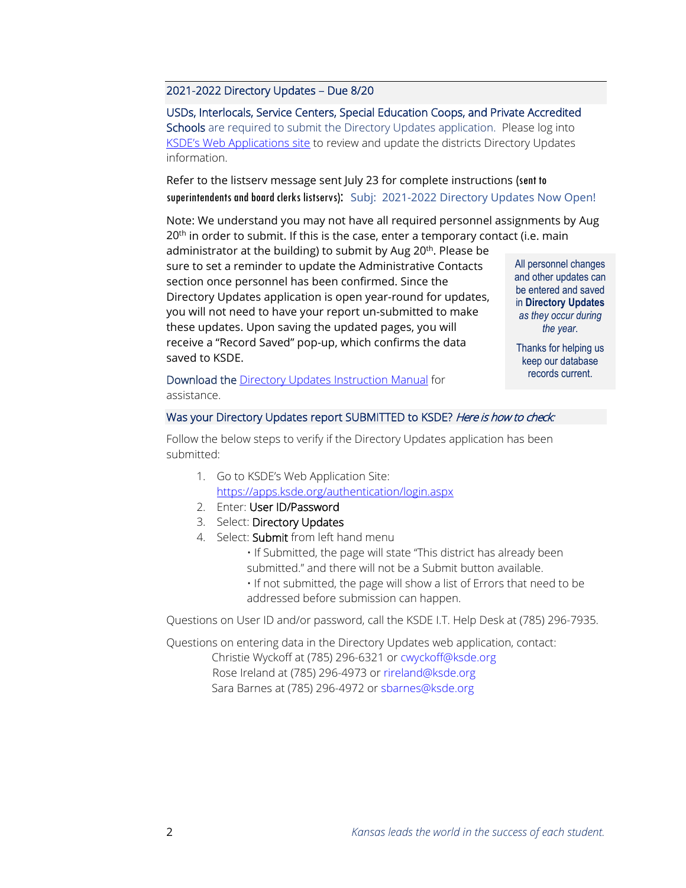## 2021-2022 Directory Updates – Due 8/20

USDs, Interlocals, Service Centers, Special Education Coops, and Private Accredited Schools are required to submit the Directory Updates application. Please log into KSDE's Web Applications site to review and update the districts Directory Updates information.

Refer to the listserv message sent July 23 for complete instructions (sent to superintendents and board clerks listservs): Subj: 2021-2022 Directory Updates Now Open!

Note: We understand you may not have all required personnel assignments by Aug 20th in order to submit. If this is the case, enter a temporary contact (i.e. main administrator at the building) to submit by Aug 20th. Please be sure to set a reminder to update the Administrative Contacts section once personnel has been confirmed. Since the Directory Updates application is open year-round for updates, you will not need to have your report un-submitted to make these updates. Upon saving the updated pages, you will receive a "Record Saved" pop-up, which confirms the data saved to KSDE.

All personnel changes and other updates can be entered and saved in **Directory Updates** *as they occur during the year.*

Thanks for helping us keep our database records current.

Download the Directory Updates Instruction Manual for assistance.

## Was your Directory Updates report SUBMITTED to KSDE? *Here is how to check:*

Follow the below steps to verify if the Directory Updates application has been submitted:

1. Go to KSDE's Web Application Site: https://apps.ksde.org/authentication/login.aspx
2. Enter: User ID/Password
3. Select: Directory Updates
4. Select: Submit from left hand menu
   - If Submitted, the page will state "This district has already been submitted." and there will not be a Submit button available.
   - If not submitted, the page will show a list of Errors that need to be addressed before submission can happen.

Questions on User ID and/or password, call the KSDE I.T. Help Desk at (785) 296-7935.

Questions on entering data in the Directory Updates web application, contact:

Christie Wyckoff at (785) 296-6321 or cwyckoff@ksde.org
Rose Ireland at (785) 296-4973 or rireland@ksde.org
Sara Barnes at (785) 296-4972 or sbarnes@ksde.org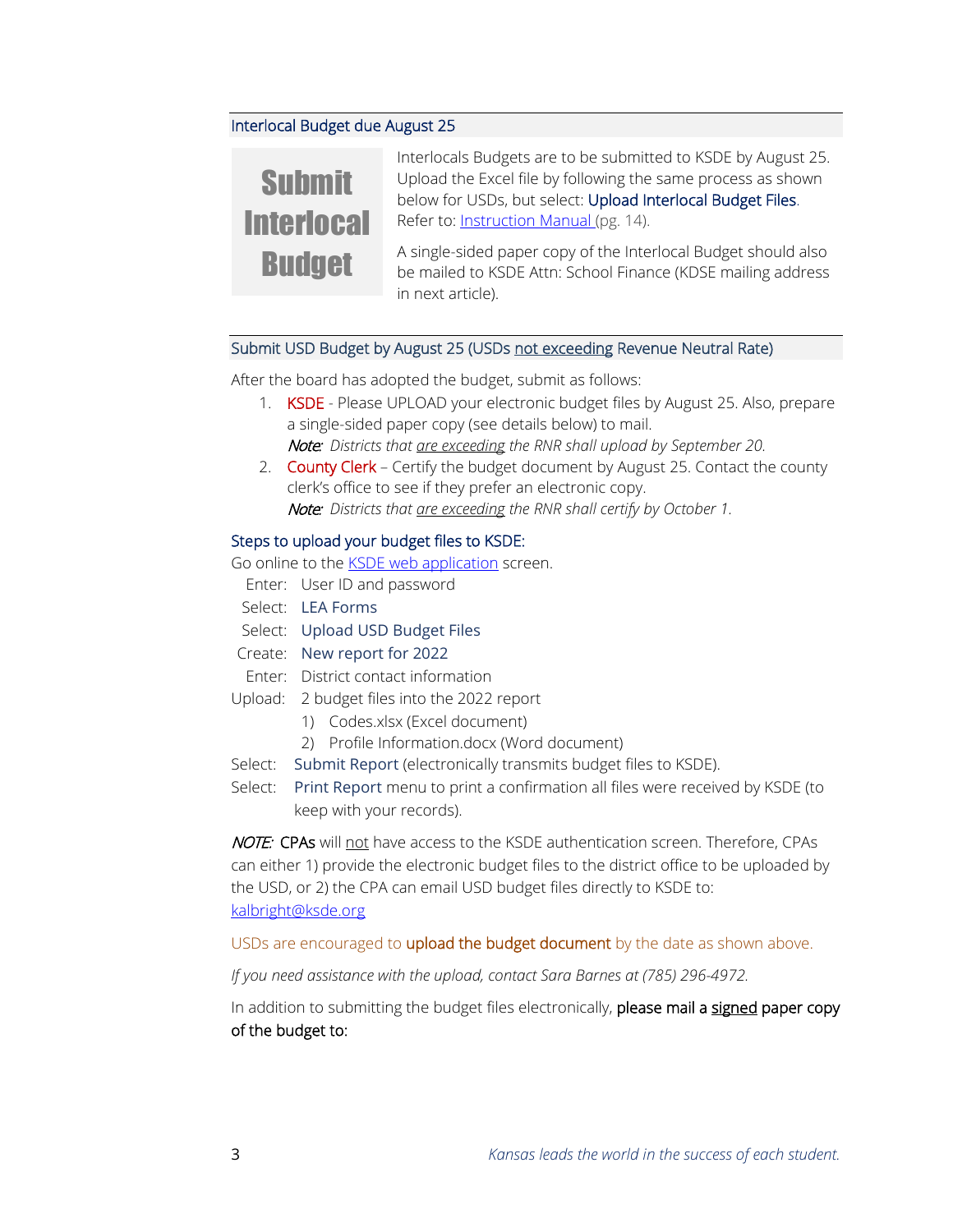## Interlocal Budget due August 25

**Submit Interlocal Budget**

Interlocals Budgets are to be submitted to KSDE by August 25. Upload the Excel file by following the same process as shown below for USDs, but select: Upload Interlocal Budget Files. Refer to: Instruction Manual (pg. 14).

A single-sided paper copy of the Interlocal Budget should also be mailed to KSDE Attn: School Finance (KDSE mailing address in next article).

## Submit USD Budget by August 25 (USDs not exceeding Revenue Neutral Rate)

After the board has adopted the budget, submit as follows:

1. KSDE - Please UPLOAD your electronic budget files by August 25. Also, prepare a single-sided paper copy (see details below) to mail.
   *Note: Districts that are exceeding the RNR shall upload by September 20.*
2. County Clerk – Certify the budget document by August 25. Contact the county clerk's office to see if they prefer an electronic copy.
   *Note: Districts that are exceeding the RNR shall certify by October 1.*

### Steps to upload your budget files to KSDE:

Go online to the KSDE web application screen.

- Enter: User ID and password
- Select: LEA Forms
- Select: Upload USD Budget Files
- Create: New report for 2022
- Enter: District contact information
- Upload: 2 budget files into the 2022 report
  1) Codes.xlsx (Excel document)
  2) Profile Information.docx (Word document)
- Select: Submit Report (electronically transmits budget files to KSDE).
- Select: Print Report menu to print a confirmation all files were received by KSDE (to keep with your records).

*NOTE:* CPAs will not have access to the KSDE authentication screen. Therefore, CPAs can either 1) provide the electronic budget files to the district office to be uploaded by the USD, or 2) the CPA can email USD budget files directly to KSDE to: kalbright@ksde.org

USDs are encouraged to **upload the budget document** by the date as shown above.

*If you need assistance with the upload, contact Sara Barnes at (785) 296-4972.*

In addition to submitting the budget files electronically, please mail a signed paper copy of the budget to: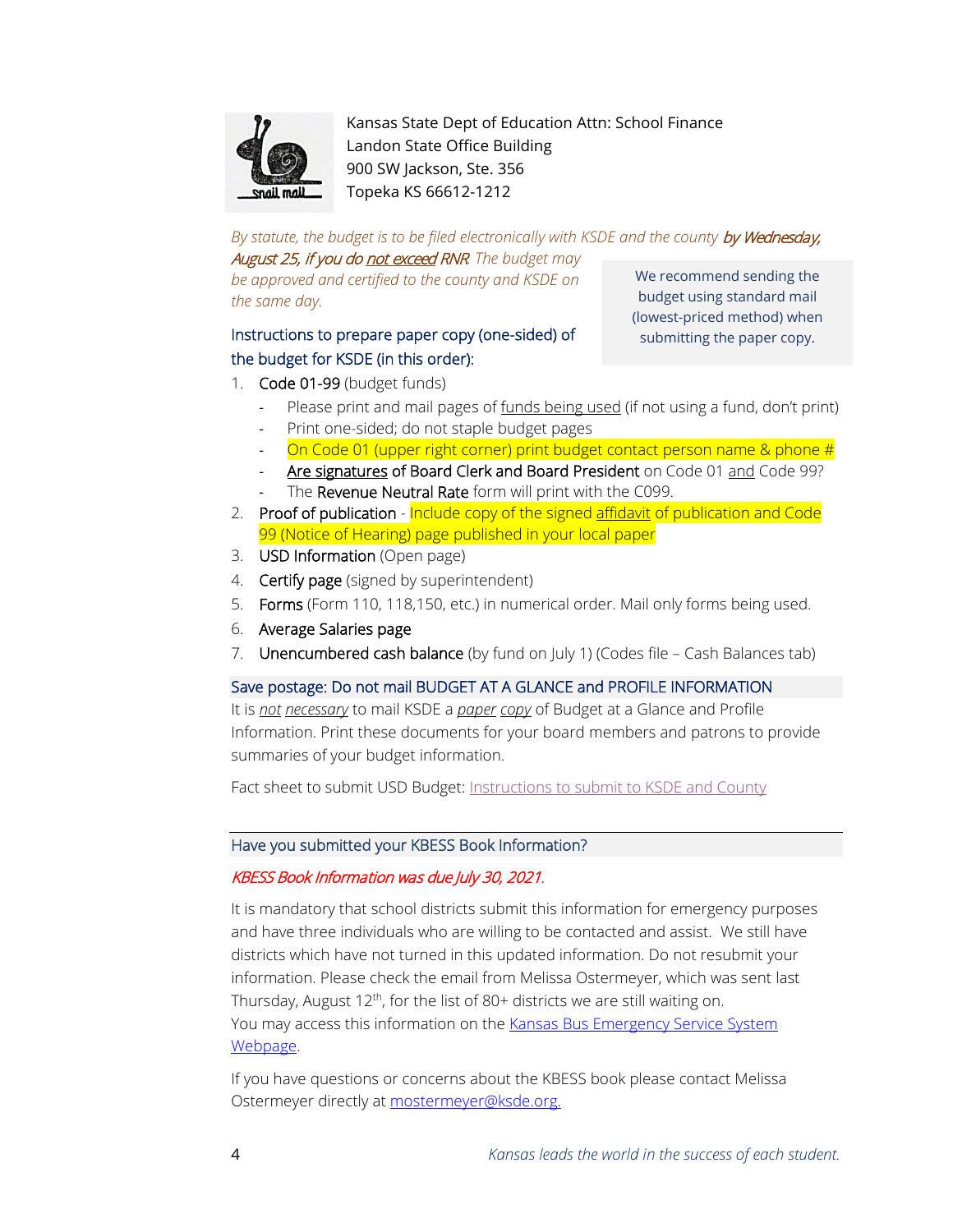Kansas State Dept of Education Attn: School Finance
Landon State Office Building
900 SW Jackson, Ste. 356
Topeka KS 66612-1212

*By statute, the budget is to be filed electronically with KSDE and the county* ***by Wednesday, August 25, if you do not exceed RNR****. The budget may be approved and certified to the county and KSDE on the same day.*

We recommend sending the budget using standard mail (lowest-priced method) when submitting the paper copy.

### Instructions to prepare paper copy (one-sided) of the budget for KSDE (in this order):

1. Code 01-99 (budget funds)
   - Please print and mail pages of funds being used (if not using a fund, don't print)
   - Print one-sided; do not staple budget pages
   - On Code 01 (upper right corner) print budget contact person name & phone #
   - Are signatures of Board Clerk and Board President on Code 01 and Code 99?
   - The Revenue Neutral Rate form will print with the C099.
2. Proof of publication - Include copy of the signed affidavit of publication and Code 99 (Notice of Hearing) page published in your local paper
3. USD Information (Open page)
4. Certify page (signed by superintendent)
5. Forms (Form 110, 118,150, etc.) in numerical order. Mail only forms being used.
6. Average Salaries page
7. Unencumbered cash balance (by fund on July 1) (Codes file – Cash Balances tab)

### Save postage: Do not mail BUDGET AT A GLANCE and PROFILE INFORMATION

It is *not necessary* to mail KSDE a *paper copy* of Budget at a Glance and Profile Information. Print these documents for your board members and patrons to provide summaries of your budget information.

Fact sheet to submit USD Budget: Instructions to submit to KSDE and County

### Have you submitted your KBESS Book Information?

*KBESS Book Information was due July 30, 2021.*

It is mandatory that school districts submit this information for emergency purposes and have three individuals who are willing to be contacted and assist. We still have districts which have not turned in this updated information. Do not resubmit your information. Please check the email from Melissa Ostermeyer, which was sent last Thursday, August 12th, for the list of 80+ districts we are still waiting on.
You may access this information on the Kansas Bus Emergency Service System Webpage.

If you have questions or concerns about the KBESS book please contact Melissa Ostermeyer directly at mostermeyer@ksde.org.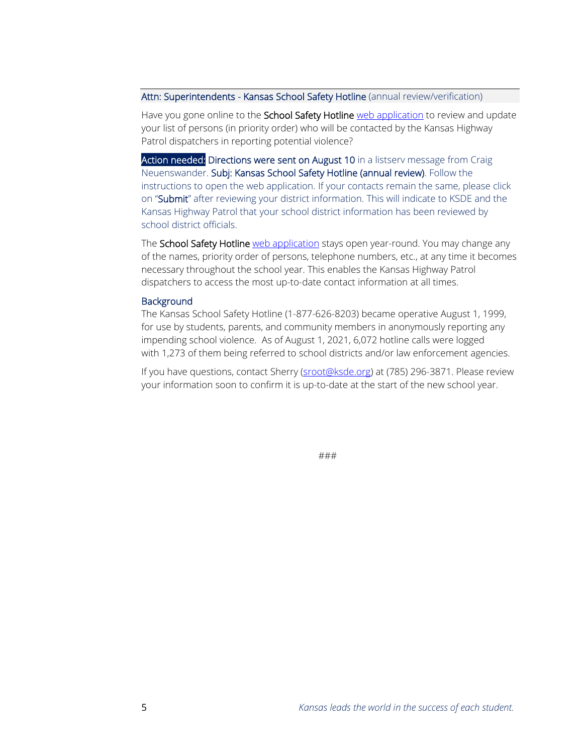## Attn: Superintendents - Kansas School Safety Hotline (annual review/verification)

Have you gone online to the **School Safety Hotline** web application to review and update your list of persons (in priority order) who will be contacted by the Kansas Highway Patrol dispatchers in reporting potential violence?

**Action needed:** **Directions were sent on August 10** in a listserv message from Craig Neuenswander. **Subj: Kansas School Safety Hotline (annual review)**. Follow the instructions to open the web application. If your contacts remain the same, please click on "**Submit**" after reviewing your district information. This will indicate to KSDE and the Kansas Highway Patrol that your school district information has been reviewed by school district officials.

The **School Safety Hotline** web application stays open year-round. You may change any of the names, priority order of persons, telephone numbers, etc., at any time it becomes necessary throughout the school year. This enables the Kansas Highway Patrol dispatchers to access the most up-to-date contact information at all times.

### Background

The Kansas School Safety Hotline (1-877-626-8203) became operative August 1, 1999, for use by students, parents, and community members in anonymously reporting any impending school violence. As of August 1, 2021, 6,072 hotline calls were logged with 1,273 of them being referred to school districts and/or law enforcement agencies.

If you have questions, contact Sherry (sroot@ksde.org) at (785) 296-3871. Please review your information soon to confirm it is up-to-date at the start of the new school year.

###